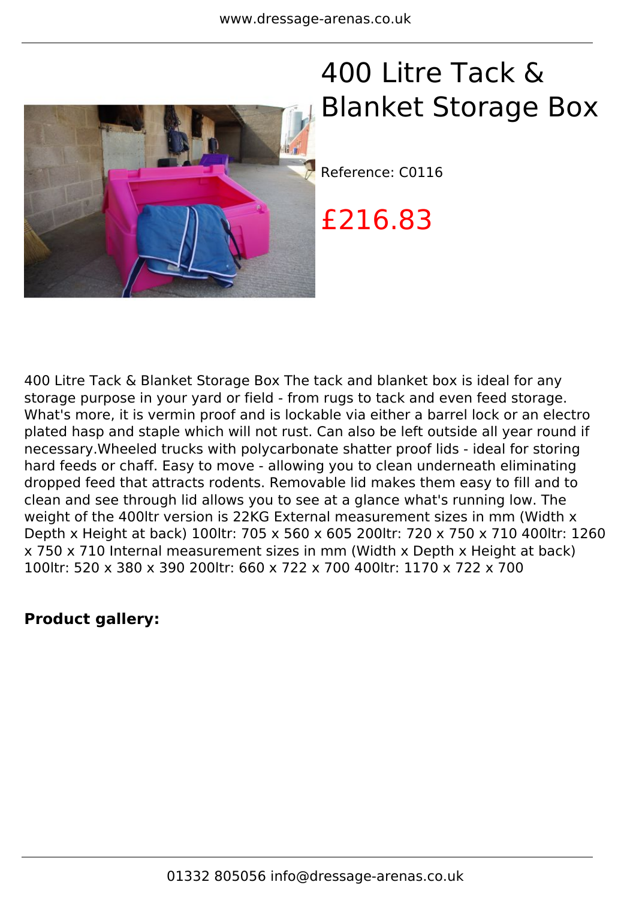# 400 Litre Tack & Blanket Storage Box

Reference: C0116

£216.83

400 Litre Tack & Blanket Storage Box The tack and blanket box is ideal for any storage purpose in your yard or field - from rugs to tack and even feed storage. What's more, it is vermin proof and is lockable via either a barrel lock or an electro plated hasp and staple which will not rust. Can also be left outside all year round if necessary.Wheeled trucks with polycarbonate shatter proof lids - ideal for storing hard feeds or chaff. Easy to move - allowing you to clean underneath eliminating dropped feed that attracts rodents. Removable lid makes them easy to fill and to clean and see through lid allows you to see at a glance what's running low. The weight of the 400ltr version is 22KG External measurement sizes in mm (Width x Depth x Height at back) 100ltr: 705 x 560 x 605 200ltr: 720 x 750 x 710 400ltr: 1260 x 750 x 710 Internal measurement sizes in mm (Width x Depth x Height at back) 100ltr: 520 x 380 x 390 200ltr: 660 x 722 x 700 400ltr: 1170 x 722 x 700

**Product gallery:**